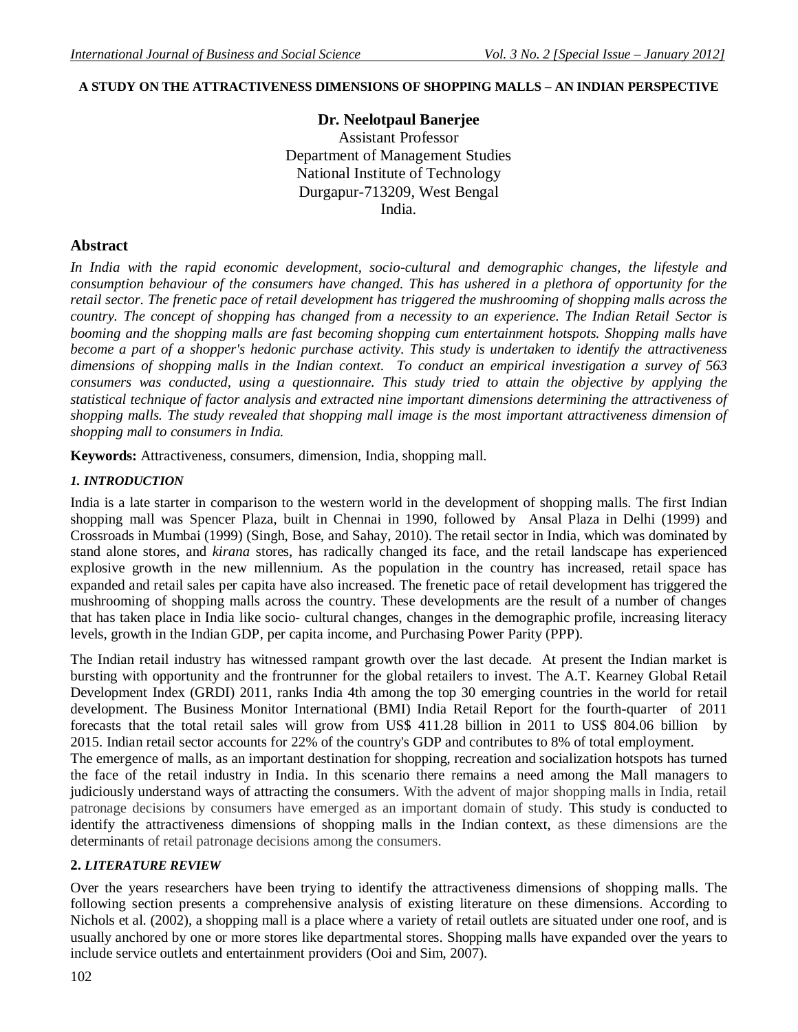# A STUDY ON THE ATTRACTIVENESS DIMENSIONS OF SHOPPING MALLS – AN INDIAN PERSPECTIVE

**Dr. Neelotpaul Banerjee**
Assistant Professor
Department of Management Studies
National Institute of Technology
Durgapur-713209, West Bengal
India.

## Abstract

*In India with the rapid economic development, socio-cultural and demographic changes, the lifestyle and consumption behaviour of the consumers have changed. This has ushered in a plethora of opportunity for the retail sector. The frenetic pace of retail development has triggered the mushrooming of shopping malls across the country. The concept of shopping has changed from a necessity to an experience. The Indian Retail Sector is booming and the shopping malls are fast becoming shopping cum entertainment hotspots. Shopping malls have become a part of a shopper's hedonic purchase activity. This study is undertaken to identify the attractiveness dimensions of shopping malls in the Indian context. To conduct an empirical investigation a survey of 563 consumers was conducted, using a questionnaire. This study tried to attain the objective by applying the statistical technique of factor analysis and extracted nine important dimensions determining the attractiveness of shopping malls. The study revealed that shopping mall image is the most important attractiveness dimension of shopping mall to consumers in India.*

**Keywords:** Attractiveness, consumers, dimension, India, shopping mall.

### *1. INTRODUCTION*

India is a late starter in comparison to the western world in the development of shopping malls. The first Indian shopping mall was Spencer Plaza, built in Chennai in 1990, followed by Ansal Plaza in Delhi (1999) and Crossroads in Mumbai (1999) (Singh, Bose, and Sahay, 2010). The retail sector in India, which was dominated by stand alone stores, and *kirana* stores, has radically changed its face, and the retail landscape has experienced explosive growth in the new millennium. As the population in the country has increased, retail space has expanded and retail sales per capita have also increased. The frenetic pace of retail development has triggered the mushrooming of shopping malls across the country. These developments are the result of a number of changes that has taken place in India like socio- cultural changes, changes in the demographic profile, increasing literacy levels, growth in the Indian GDP, per capita income, and Purchasing Power Parity (PPP).

The Indian retail industry has witnessed rampant growth over the last decade. At present the Indian market is bursting with opportunity and the frontrunner for the global retailers to invest. The A.T. Kearney Global Retail Development Index (GRDI) 2011, ranks India 4th among the top 30 emerging countries in the world for retail development. The Business Monitor International (BMI) India Retail Report for the fourth-quarter of 2011 forecasts that the total retail sales will grow from US$ 411.28 billion in 2011 to US$ 804.06 billion by 2015. Indian retail sector accounts for 22% of the country's GDP and contributes to 8% of total employment.

The emergence of malls, as an important destination for shopping, recreation and socialization hotspots has turned the face of the retail industry in India. In this scenario there remains a need among the Mall managers to judiciously understand ways of attracting the consumers. With the advent of major shopping malls in India, retail patronage decisions by consumers have emerged as an important domain of study. This study is conducted to identify the attractiveness dimensions of shopping malls in the Indian context, as these dimensions are the determinants of retail patronage decisions among the consumers.

### 2. *LITERATURE REVIEW*

Over the years researchers have been trying to identify the attractiveness dimensions of shopping malls. The following section presents a comprehensive analysis of existing literature on these dimensions. According to Nichols et al. (2002), a shopping mall is a place where a variety of retail outlets are situated under one roof, and is usually anchored by one or more stores like departmental stores. Shopping malls have expanded over the years to include service outlets and entertainment providers (Ooi and Sim, 2007).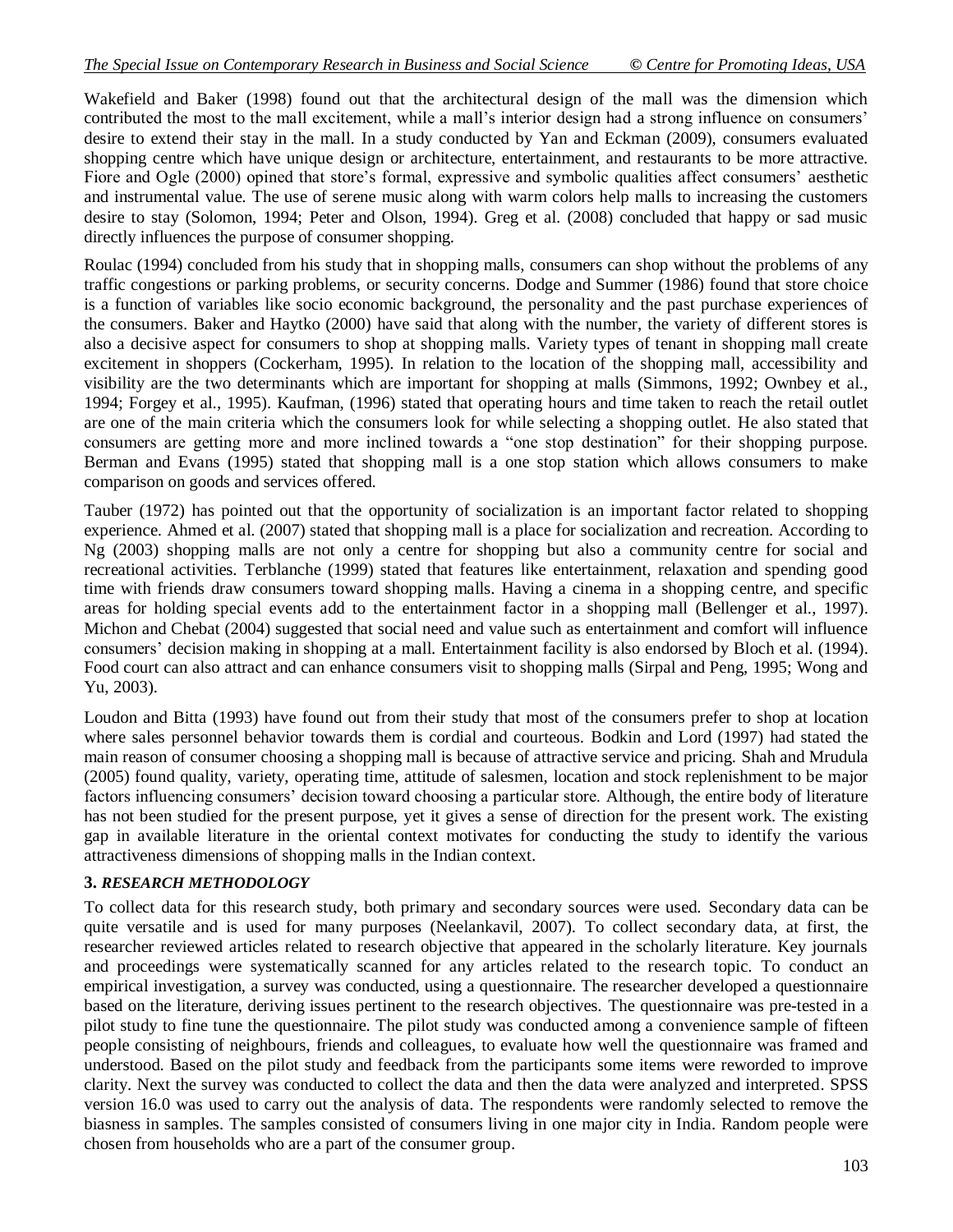Wakefield and Baker (1998) found out that the architectural design of the mall was the dimension which contributed the most to the mall excitement, while a mall's interior design had a strong influence on consumers' desire to extend their stay in the mall. In a study conducted by Yan and Eckman (2009), consumers evaluated shopping centre which have unique design or architecture, entertainment, and restaurants to be more attractive. Fiore and Ogle (2000) opined that store's formal, expressive and symbolic qualities affect consumers' aesthetic and instrumental value. The use of serene music along with warm colors help malls to increasing the customers desire to stay (Solomon, 1994; Peter and Olson, 1994). Greg et al. (2008) concluded that happy or sad music directly influences the purpose of consumer shopping.

Roulac (1994) concluded from his study that in shopping malls, consumers can shop without the problems of any traffic congestions or parking problems, or security concerns. Dodge and Summer (1986) found that store choice is a function of variables like socio economic background, the personality and the past purchase experiences of the consumers. Baker and Haytko (2000) have said that along with the number, the variety of different stores is also a decisive aspect for consumers to shop at shopping malls. Variety types of tenant in shopping mall create excitement in shoppers (Cockerham, 1995). In relation to the location of the shopping mall, accessibility and visibility are the two determinants which are important for shopping at malls (Simmons, 1992; Ownbey et al., 1994; Forgey et al., 1995). Kaufman, (1996) stated that operating hours and time taken to reach the retail outlet are one of the main criteria which the consumers look for while selecting a shopping outlet. He also stated that consumers are getting more and more inclined towards a "one stop destination" for their shopping purpose. Berman and Evans (1995) stated that shopping mall is a one stop station which allows consumers to make comparison on goods and services offered.

Tauber (1972) has pointed out that the opportunity of socialization is an important factor related to shopping experience. Ahmed et al. (2007) stated that shopping mall is a place for socialization and recreation. According to Ng (2003) shopping malls are not only a centre for shopping but also a community centre for social and recreational activities. Terblanche (1999) stated that features like entertainment, relaxation and spending good time with friends draw consumers toward shopping malls. Having a cinema in a shopping centre, and specific areas for holding special events add to the entertainment factor in a shopping mall (Bellenger et al., 1997). Michon and Chebat (2004) suggested that social need and value such as entertainment and comfort will influence consumers' decision making in shopping at a mall. Entertainment facility is also endorsed by Bloch et al. (1994). Food court can also attract and can enhance consumers visit to shopping malls (Sirpal and Peng, 1995; Wong and Yu, 2003).

Loudon and Bitta (1993) have found out from their study that most of the consumers prefer to shop at location where sales personnel behavior towards them is cordial and courteous. Bodkin and Lord (1997) had stated the main reason of consumer choosing a shopping mall is because of attractive service and pricing. Shah and Mrudula (2005) found quality, variety, operating time, attitude of salesmen, location and stock replenishment to be major factors influencing consumers' decision toward choosing a particular store. Although, the entire body of literature has not been studied for the present purpose, yet it gives a sense of direction for the present work. The existing gap in available literature in the oriental context motivates for conducting the study to identify the various attractiveness dimensions of shopping malls in the Indian context.

## 3. *RESEARCH METHODOLOGY*

To collect data for this research study, both primary and secondary sources were used. Secondary data can be quite versatile and is used for many purposes (Neelankavil, 2007). To collect secondary data, at first, the researcher reviewed articles related to research objective that appeared in the scholarly literature. Key journals and proceedings were systematically scanned for any articles related to the research topic. To conduct an empirical investigation, a survey was conducted, using a questionnaire. The researcher developed a questionnaire based on the literature, deriving issues pertinent to the research objectives. The questionnaire was pre-tested in a pilot study to fine tune the questionnaire. The pilot study was conducted among a convenience sample of fifteen people consisting of neighbours, friends and colleagues, to evaluate how well the questionnaire was framed and understood. Based on the pilot study and feedback from the participants some items were reworded to improve clarity. Next the survey was conducted to collect the data and then the data were analyzed and interpreted. SPSS version 16.0 was used to carry out the analysis of data. The respondents were randomly selected to remove the biasness in samples. The samples consisted of consumers living in one major city in India. Random people were chosen from households who are a part of the consumer group.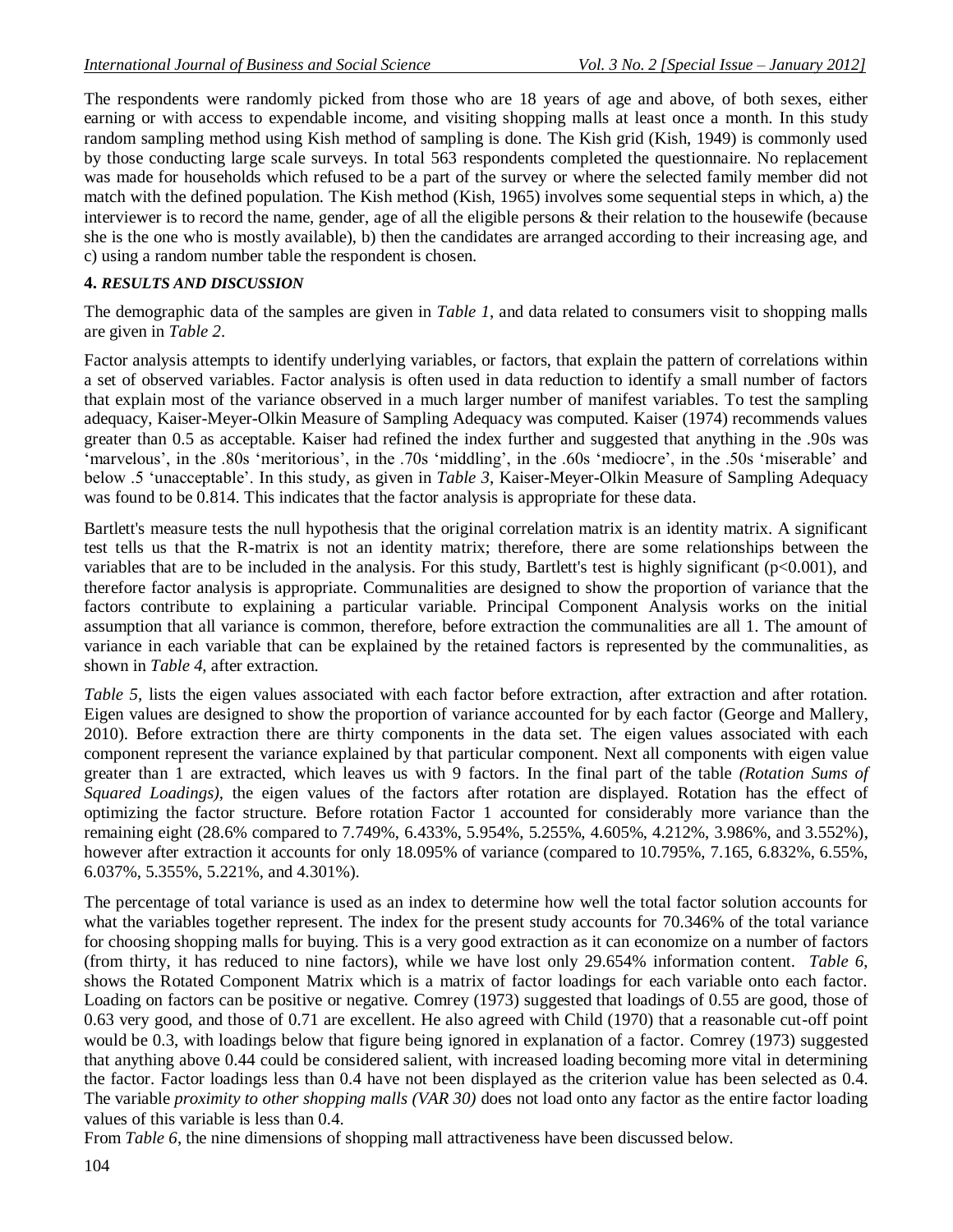The respondents were randomly picked from those who are 18 years of age and above, of both sexes, either earning or with access to expendable income, and visiting shopping malls at least once a month. In this study random sampling method using Kish method of sampling is done. The Kish grid (Kish, 1949) is commonly used by those conducting large scale surveys. In total 563 respondents completed the questionnaire. No replacement was made for households which refused to be a part of the survey or where the selected family member did not match with the defined population. The Kish method (Kish, 1965) involves some sequential steps in which, a) the interviewer is to record the name, gender, age of all the eligible persons & their relation to the housewife (because she is the one who is mostly available), b) then the candidates are arranged according to their increasing age, and c) using a random number table the respondent is chosen.

## 4. *RESULTS AND DISCUSSION*

The demographic data of the samples are given in *Table 1*, and data related to consumers visit to shopping malls are given in *Table 2*.

Factor analysis attempts to identify underlying variables, or factors, that explain the pattern of correlations within a set of observed variables. Factor analysis is often used in data reduction to identify a small number of factors that explain most of the variance observed in a much larger number of manifest variables. To test the sampling adequacy, Kaiser-Meyer-Olkin Measure of Sampling Adequacy was computed. Kaiser (1974) recommends values greater than 0.5 as acceptable. Kaiser had refined the index further and suggested that anything in the .90s was 'marvelous', in the .80s 'meritorious', in the .70s 'middling', in the .60s 'mediocre', in the .50s 'miserable' and below .5 'unacceptable'. In this study, as given in *Table 3*, Kaiser-Meyer-Olkin Measure of Sampling Adequacy was found to be 0.814. This indicates that the factor analysis is appropriate for these data.

Bartlett's measure tests the null hypothesis that the original correlation matrix is an identity matrix. A significant test tells us that the R-matrix is not an identity matrix; therefore, there are some relationships between the variables that are to be included in the analysis. For this study, Bartlett's test is highly significant ($p<0.001$), and therefore factor analysis is appropriate. Communalities are designed to show the proportion of variance that the factors contribute to explaining a particular variable. Principal Component Analysis works on the initial assumption that all variance is common, therefore, before extraction the communalities are all 1. The amount of variance in each variable that can be explained by the retained factors is represented by the communalities, as shown in *Table 4*, after extraction.

*Table 5*, lists the eigen values associated with each factor before extraction, after extraction and after rotation. Eigen values are designed to show the proportion of variance accounted for by each factor (George and Mallery, 2010). Before extraction there are thirty components in the data set. The eigen values associated with each component represent the variance explained by that particular component. Next all components with eigen value greater than 1 are extracted, which leaves us with 9 factors. In the final part of the table *(Rotation Sums of Squared Loadings)*, the eigen values of the factors after rotation are displayed. Rotation has the effect of optimizing the factor structure. Before rotation Factor 1 accounted for considerably more variance than the remaining eight (28.6% compared to 7.749%, 6.433%, 5.954%, 5.255%, 4.605%, 4.212%, 3.986%, and 3.552%), however after extraction it accounts for only 18.095% of variance (compared to 10.795%, 7.165, 6.832%, 6.55%, 6.037%, 5.355%, 5.221%, and 4.301%).

The percentage of total variance is used as an index to determine how well the total factor solution accounts for what the variables together represent. The index for the present study accounts for 70.346% of the total variance for choosing shopping malls for buying. This is a very good extraction as it can economize on a number of factors (from thirty, it has reduced to nine factors), while we have lost only 29.654% information content. *Table 6*, shows the Rotated Component Matrix which is a matrix of factor loadings for each variable onto each factor. Loading on factors can be positive or negative. Comrey (1973) suggested that loadings of 0.55 are good, those of 0.63 very good, and those of 0.71 are excellent. He also agreed with Child (1970) that a reasonable cut-off point would be 0.3, with loadings below that figure being ignored in explanation of a factor. Comrey (1973) suggested that anything above 0.44 could be considered salient, with increased loading becoming more vital in determining the factor. Factor loadings less than 0.4 have not been displayed as the criterion value has been selected as 0.4. The variable *proximity to other shopping malls (VAR 30)* does not load onto any factor as the entire factor loading values of this variable is less than 0.4.

From *Table 6*, the nine dimensions of shopping mall attractiveness have been discussed below.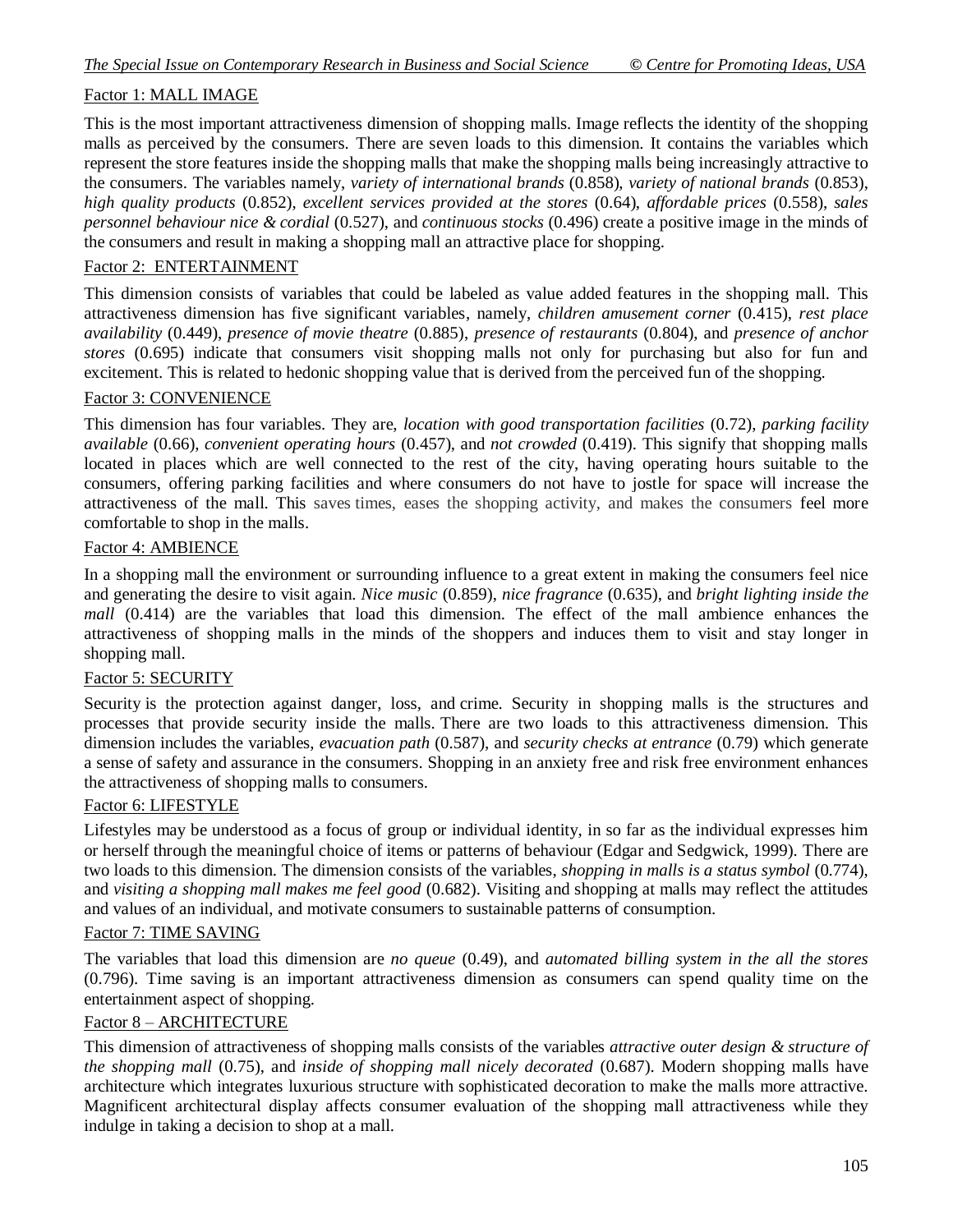Factor 1: MALL IMAGE

This is the most important attractiveness dimension of shopping malls. Image reflects the identity of the shopping malls as perceived by the consumers. There are seven loads to this dimension. It contains the variables which represent the store features inside the shopping malls that make the shopping malls being increasingly attractive to the consumers. The variables namely, *variety of international brands* (0.858), *variety of national brands* (0.853), *high quality products* (0.852), *excellent services provided at the stores* (0.64), *affordable prices* (0.558), *sales personnel behaviour nice & cordial* (0.527), and *continuous stocks* (0.496) create a positive image in the minds of the consumers and result in making a shopping mall an attractive place for shopping.

Factor 2: ENTERTAINMENT

This dimension consists of variables that could be labeled as value added features in the shopping mall. This attractiveness dimension has five significant variables, namely, *children amusement corner* (0.415), *rest place availability* (0.449), *presence of movie theatre* (0.885), *presence of restaurants* (0.804), and *presence of anchor stores* (0.695) indicate that consumers visit shopping malls not only for purchasing but also for fun and excitement. This is related to hedonic shopping value that is derived from the perceived fun of the shopping.

Factor 3: CONVENIENCE

This dimension has four variables. They are, *location with good transportation facilities* (0.72), *parking facility available* (0.66), *convenient operating hours* (0.457), and *not crowded* (0.419). This signify that shopping malls located in places which are well connected to the rest of the city, having operating hours suitable to the consumers, offering parking facilities and where consumers do not have to jostle for space will increase the attractiveness of the mall. This saves times, eases the shopping activity, and makes the consumers feel more comfortable to shop in the malls.

Factor 4: AMBIENCE

In a shopping mall the environment or surrounding influence to a great extent in making the consumers feel nice and generating the desire to visit again. *Nice music* (0.859), *nice fragrance* (0.635), and *bright lighting inside the mall* (0.414) are the variables that load this dimension. The effect of the mall ambience enhances the attractiveness of shopping malls in the minds of the shoppers and induces them to visit and stay longer in shopping mall.

Factor 5: SECURITY

Security is the protection against danger, loss, and crime. Security in shopping malls is the structures and processes that provide security inside the malls. There are two loads to this attractiveness dimension. This dimension includes the variables, *evacuation path* (0.587), and *security checks at entrance* (0.79) which generate a sense of safety and assurance in the consumers. Shopping in an anxiety free and risk free environment enhances the attractiveness of shopping malls to consumers.

Factor 6: LIFESTYLE

Lifestyles may be understood as a focus of group or individual identity, in so far as the individual expresses him or herself through the meaningful choice of items or patterns of behaviour (Edgar and Sedgwick, 1999). There are two loads to this dimension. The dimension consists of the variables, *shopping in malls is a status symbol* (0.774), and *visiting a shopping mall makes me feel good* (0.682). Visiting and shopping at malls may reflect the attitudes and values of an individual, and motivate consumers to sustainable patterns of consumption.

Factor 7: TIME SAVING

The variables that load this dimension are *no queue* (0.49), and *automated billing system in the all the stores* (0.796). Time saving is an important attractiveness dimension as consumers can spend quality time on the entertainment aspect of shopping.

Factor 8 – ARCHITECTURE

This dimension of attractiveness of shopping malls consists of the variables *attractive outer design & structure of the shopping mall* (0.75), and *inside of shopping mall nicely decorated* (0.687). Modern shopping malls have architecture which integrates luxurious structure with sophisticated decoration to make the malls more attractive. Magnificent architectural display affects consumer evaluation of the shopping mall attractiveness while they indulge in taking a decision to shop at a mall.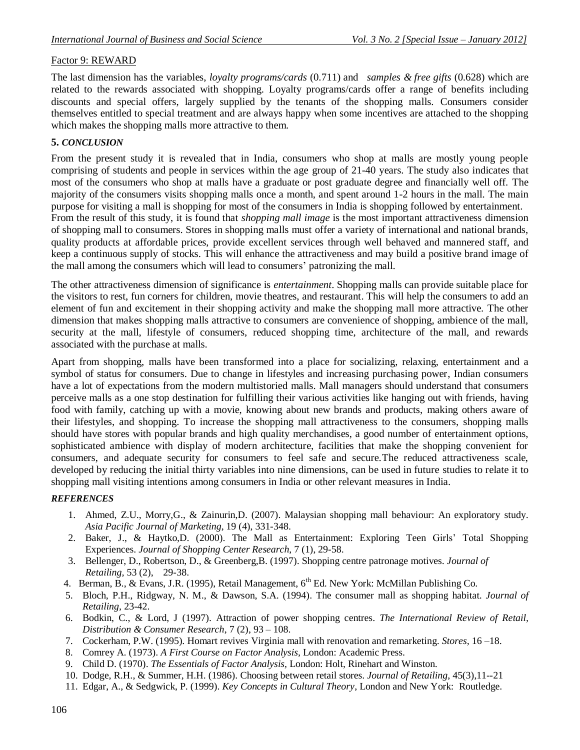Factor 9: REWARD

The last dimension has the variables, *loyalty programs/cards* (0.711) and *samples & free gifts* (0.628) which are related to the rewards associated with shopping. Loyalty programs/cards offer a range of benefits including discounts and special offers, largely supplied by the tenants of the shopping malls. Consumers consider themselves entitled to special treatment and are always happy when some incentives are attached to the shopping which makes the shopping malls more attractive to them.

## 5. *CONCLUSION*

From the present study it is revealed that in India, consumers who shop at malls are mostly young people comprising of students and people in services within the age group of 21-40 years. The study also indicates that most of the consumers who shop at malls have a graduate or post graduate degree and financially well off. The majority of the consumers visits shopping malls once a month, and spent around 1-2 hours in the mall. The main purpose for visiting a mall is shopping for most of the consumers in India is shopping followed by entertainment.
From the result of this study, it is found that *shopping mall image* is the most important attractiveness dimension of shopping mall to consumers. Stores in shopping malls must offer a variety of international and national brands, quality products at affordable prices, provide excellent services through well behaved and mannered staff, and keep a continuous supply of stocks. This will enhance the attractiveness and may build a positive brand image of the mall among the consumers which will lead to consumers' patronizing the mall.

The other attractiveness dimension of significance is *entertainment*. Shopping malls can provide suitable place for the visitors to rest, fun corners for children, movie theatres, and restaurant. This will help the consumers to add an element of fun and excitement in their shopping activity and make the shopping mall more attractive. The other dimension that makes shopping malls attractive to consumers are convenience of shopping, ambience of the mall, security at the mall, lifestyle of consumers, reduced shopping time, architecture of the mall, and rewards associated with the purchase at malls.

Apart from shopping, malls have been transformed into a place for socializing, relaxing, entertainment and a symbol of status for consumers. Due to change in lifestyles and increasing purchasing power, Indian consumers have a lot of expectations from the modern multistoried malls. Mall managers should understand that consumers perceive malls as a one stop destination for fulfilling their various activities like hanging out with friends, having food with family, catching up with a movie, knowing about new brands and products, making others aware of their lifestyles, and shopping. To increase the shopping mall attractiveness to the consumers, shopping malls should have stores with popular brands and high quality merchandises, a good number of entertainment options, sophisticated ambience with display of modern architecture, facilities that make the shopping convenient for consumers, and adequate security for consumers to feel safe and secure.The reduced attractiveness scale, developed by reducing the initial thirty variables into nine dimensions, can be used in future studies to relate it to shopping mall visiting intentions among consumers in India or other relevant measures in India.

## *REFERENCES*

1. Ahmed, Z.U., Morry,G., & Zainurin,D. (2007). Malaysian shopping mall behaviour: An exploratory study. *Asia Pacific Journal of Marketing*, 19 (4), 331-348.
2. Baker, J., & Haytko,D. (2000). The Mall as Entertainment: Exploring Teen Girls' Total Shopping Experiences. *Journal of Shopping Center Research*, 7 (1), 29-58.
3. Bellenger, D., Robertson, D., & Greenberg,B. (1997). Shopping centre patronage motives. *Journal of Retailing*, 53 (2), 29-38.
4. Berman, B., & Evans, J.R. (1995), Retail Management, 6th Ed. New York: McMillan Publishing Co.
5. Bloch, P.H., Ridgway, N. M., & Dawson, S.A. (1994). The consumer mall as shopping habitat. *Journal of Retailing*, 23-42.
6. Bodkin, C., & Lord, J (1997). Attraction of power shopping centres. *The International Review of Retail, Distribution & Consumer Research*, 7 (2), 93 – 108.
7. Cockerham, P.W. (1995). Homart revives Virginia mall with renovation and remarketing. *Stores*, 16 –18.
8. Comrey A. (1973). *A First Course on Factor Analysis*, London: Academic Press.
9. Child D. (1970). *The Essentials of Factor Analysis*, London: Holt, Rinehart and Winston.
10. Dodge, R.H., & Summer, H.H. (1986). Choosing between retail stores. *Journal of Retailing*, 45(3),11--21
11. Edgar, A., & Sedgwick, P. (1999). *Key Concepts in Cultural Theory*, London and New York: Routledge.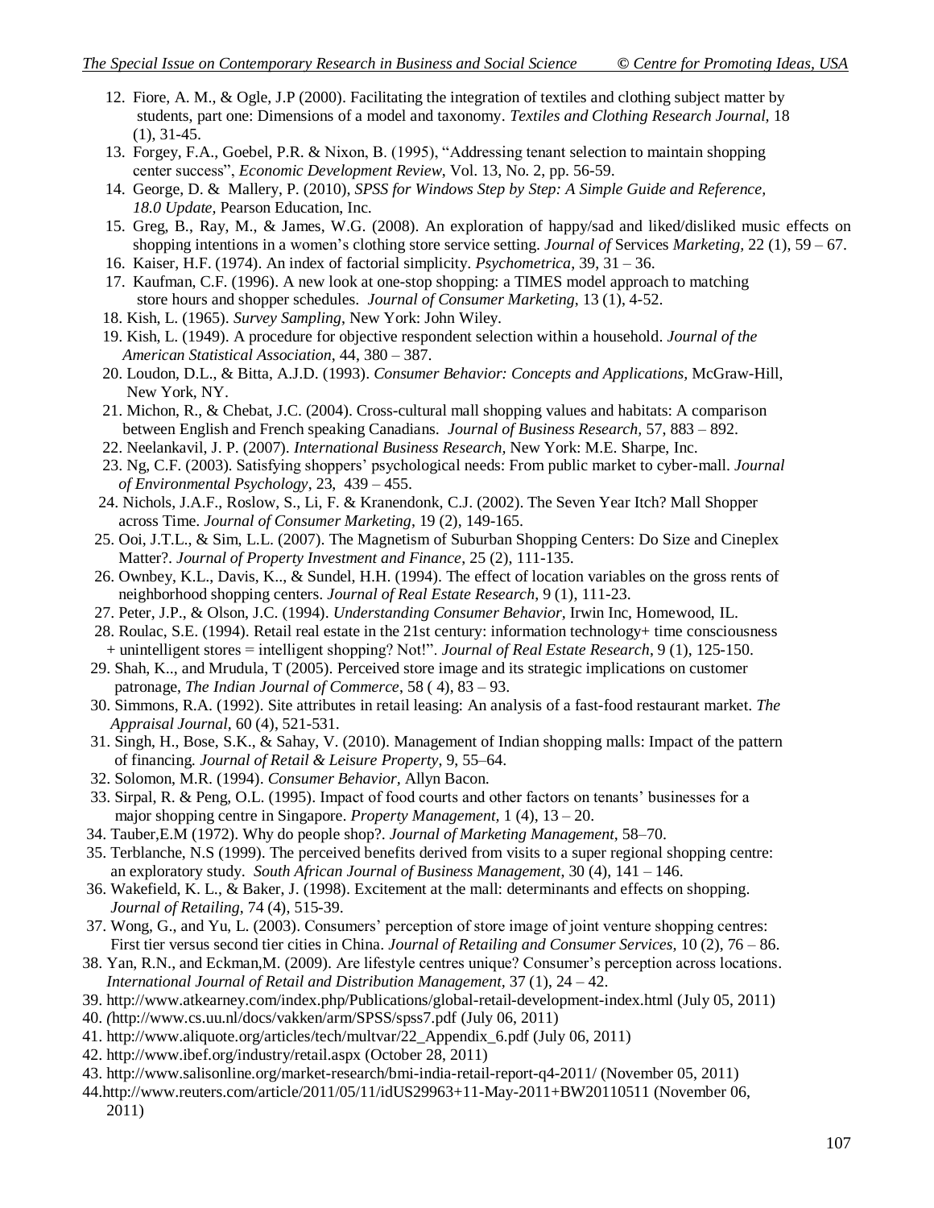12. Fiore, A. M., & Ogle, J.P (2000). Facilitating the integration of textiles and clothing subject matter by students, part one: Dimensions of a model and taxonomy. *Textiles and Clothing Research Journal*, 18 (1), 31-45.
13. Forgey, F.A., Goebel, P.R. & Nixon, B. (1995), "Addressing tenant selection to maintain shopping center success", *Economic Development Review*, Vol. 13, No. 2, pp. 56-59.
14. George, D. & Mallery, P. (2010), *SPSS for Windows Step by Step: A Simple Guide and Reference, 18.0 Update*, Pearson Education, Inc.
15. Greg, B., Ray, M., & James, W.G. (2008). An exploration of happy/sad and liked/disliked music effects on shopping intentions in a women's clothing store service setting. *Journal of* Services *Marketing,* 22 (1), 59 – 67.
16. Kaiser, H.F. (1974). An index of factorial simplicity. *Psychometrica*, 39, 31 – 36.
17. Kaufman, C.F. (1996). A new look at one-stop shopping: a TIMES model approach to matching store hours and shopper schedules. *Journal of Consumer Marketing*, 13 (1), 4-52.
18. Kish, L. (1965). *Survey Sampling*, New York: John Wiley.
19. Kish, L. (1949). A procedure for objective respondent selection within a household. *Journal of the American Statistical Association*, 44, 380 – 387.
20. Loudon, D.L., & Bitta, A.J.D. (1993). *Consumer Behavior: Concepts and Applications*, McGraw-Hill, New York, NY.
21. Michon, R., & Chebat, J.C. (2004). Cross-cultural mall shopping values and habitats: A comparison between English and French speaking Canadians. *Journal of Business Research,* 57, 883 – 892.
22. Neelankavil, J. P. (2007). *International Business Research*, New York: M.E. Sharpe, Inc.
23. Ng, C.F. (2003). Satisfying shoppers' psychological needs: From public market to cyber-mall. *Journal of Environmental Psychology*, 23, 439 – 455.
24. Nichols, J.A.F., Roslow, S., Li, F. & Kranendonk, C.J. (2002). The Seven Year Itch? Mall Shopper across Time. *Journal of Consumer Marketing*, 19 (2), 149-165.
25. Ooi, J.T.L., & Sim, L.L. (2007). The Magnetism of Suburban Shopping Centers: Do Size and Cineplex Matter?. *Journal of Property Investment and Finance*, 25 (2), 111-135.
26. Ownbey, K.L., Davis, K.., & Sundel, H.H. (1994). The effect of location variables on the gross rents of neighborhood shopping centers. *Journal of Real Estate Research*, 9 (1), 111-23.
27. Peter, J.P., & Olson, J.C. (1994). *Understanding Consumer Behavior,* Irwin Inc, Homewood, IL.
28. Roulac, S.E. (1994). Retail real estate in the 21st century: information technology+ time consciousness + unintelligent stores = intelligent shopping? Not!". *Journal of Real Estate Research*, 9 (1), 125-150.
29. Shah, K.., and Mrudula, T (2005). Perceived store image and its strategic implications on customer patronage, *The Indian Journal of Commerce*, 58 ( 4), 83 – 93.
30. Simmons, R.A. (1992). Site attributes in retail leasing: An analysis of a fast-food restaurant market. *The Appraisal Journal*, 60 (4), 521-531.
31. Singh, H., Bose, S.K., & Sahay, V. (2010). Management of Indian shopping malls: Impact of the pattern of financing. *Journal of Retail & Leisure Property*, 9, 55–64.
32. Solomon, M.R. (1994). *Consumer Behavior,* Allyn Bacon.
33. Sirpal, R. & Peng, O.L. (1995). Impact of food courts and other factors on tenants' businesses for a major shopping centre in Singapore. *Property Management*, 1 (4), 13 – 20.
34. Tauber,E.M (1972). Why do people shop?. *Journal of Marketing Management*, 58–70.
35. Terblanche, N.S (1999). The perceived benefits derived from visits to a super regional shopping centre: an exploratory study. *South African Journal of Business Management*, 30 (4), 141 – 146.
36. Wakefield, K. L., & Baker, J. (1998). Excitement at the mall: determinants and effects on shopping. *Journal of Retailing*, 74 (4), 515-39.
37. Wong, G., and Yu, L. (2003). Consumers' perception of store image of joint venture shopping centres: First tier versus second tier cities in China. *Journal of Retailing and Consumer Services,* 10 (2), 76 – 86.
38. Yan, R.N., and Eckman,M. (2009). Are lifestyle centres unique? Consumer's perception across locations. *International Journal of Retail and Distribution Management,* 37 (1), 24 – 42.
39. http://www.atkearney.com/index.php/Publications/global-retail-development-index.html (July 05, 2011)
40. *(*http://www.cs.uu.nl/docs/vakken/arm/SPSS/spss7.pdf (July 06, 2011)
41. http://www.aliquote.org/articles/tech/multvar/22_Appendix_6.pdf (July 06, 2011)
42. http://www.ibef.org/industry/retail.aspx (October 28, 2011)
43. http://www.salisonline.org/market-research/bmi-india-retail-report-q4-2011/ (November 05, 2011)
44. http://www.reuters.com/article/2011/05/11/idUS29963+11-May-2011+BW20110511 (November 06, 2011)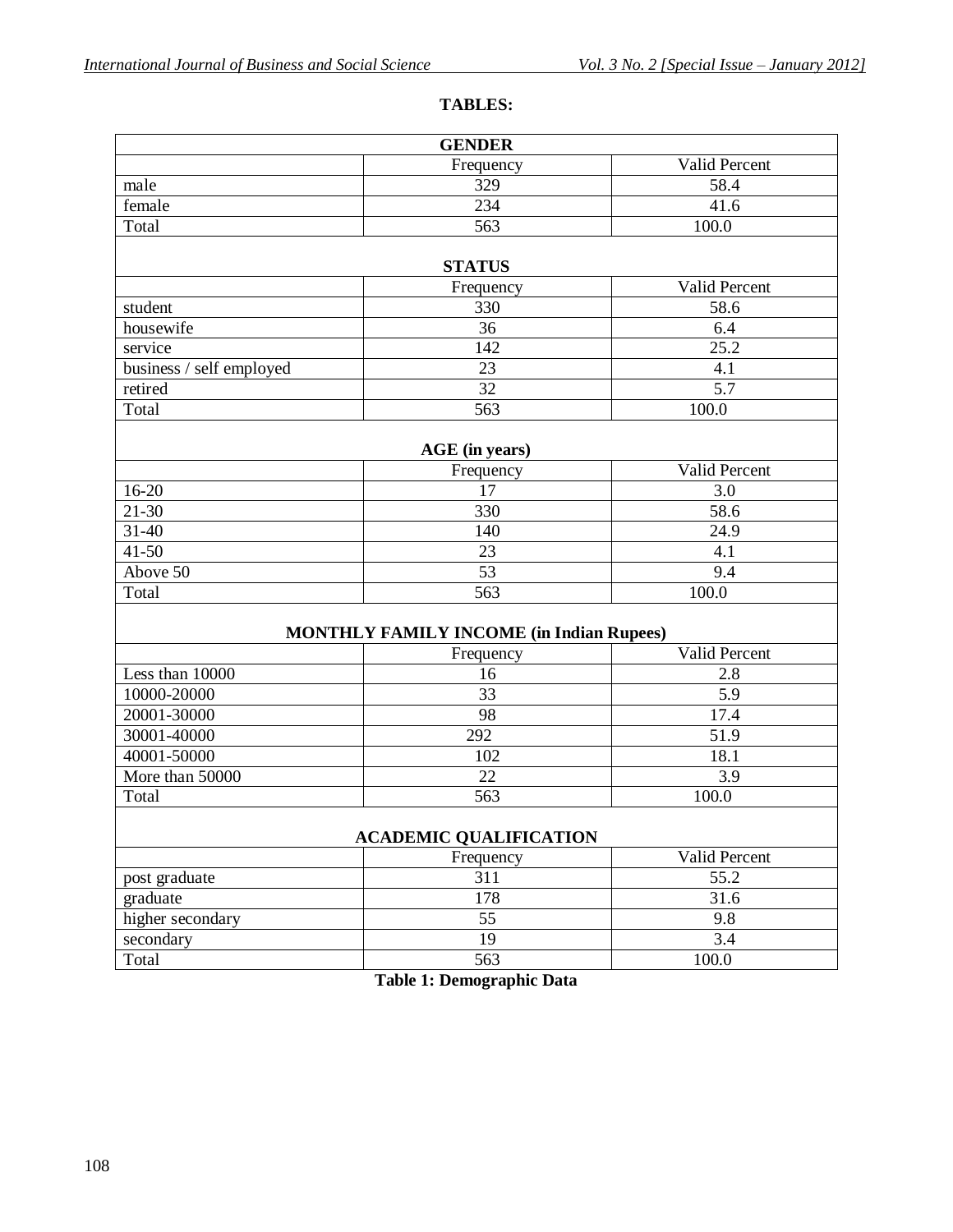**TABLES:**

| GENDER | | |
|---|---|---|
| | Frequency | Valid Percent |
| male | 329 | 58.4 |
| female | 234 | 41.6 |
| Total | 563 | 100.0 |

| STATUS | | |
|---|---|---|
| | Frequency | Valid Percent |
| student | 330 | 58.6 |
| housewife | 36 | 6.4 |
| service | 142 | 25.2 |
| business / self employed | 23 | 4.1 |
| retired | 32 | 5.7 |
| Total | 563 | 100.0 |

| AGE (in years) | | |
|---|---|---|
| | Frequency | Valid Percent |
| 16-20 | 17 | 3.0 |
| 21-30 | 330 | 58.6 |
| 31-40 | 140 | 24.9 |
| 41-50 | 23 | 4.1 |
| Above 50 | 53 | 9.4 |
| Total | 563 | 100.0 |

| MONTHLY FAMILY INCOME (in Indian Rupees) | | |
|---|---|---|
| | Frequency | Valid Percent |
| Less than 10000 | 16 | 2.8 |
| 10000-20000 | 33 | 5.9 |
| 20001-30000 | 98 | 17.4 |
| 30001-40000 | 292 | 51.9 |
| 40001-50000 | 102 | 18.1 |
| More than 50000 | 22 | 3.9 |
| Total | 563 | 100.0 |

| ACADEMIC QUALIFICATION | | |
|---|---|---|
| | Frequency | Valid Percent |
| post graduate | 311 | 55.2 |
| graduate | 178 | 31.6 |
| higher secondary | 55 | 9.8 |
| secondary | 19 | 3.4 |
| Total | 563 | 100.0 |

**Table 1: Demographic Data**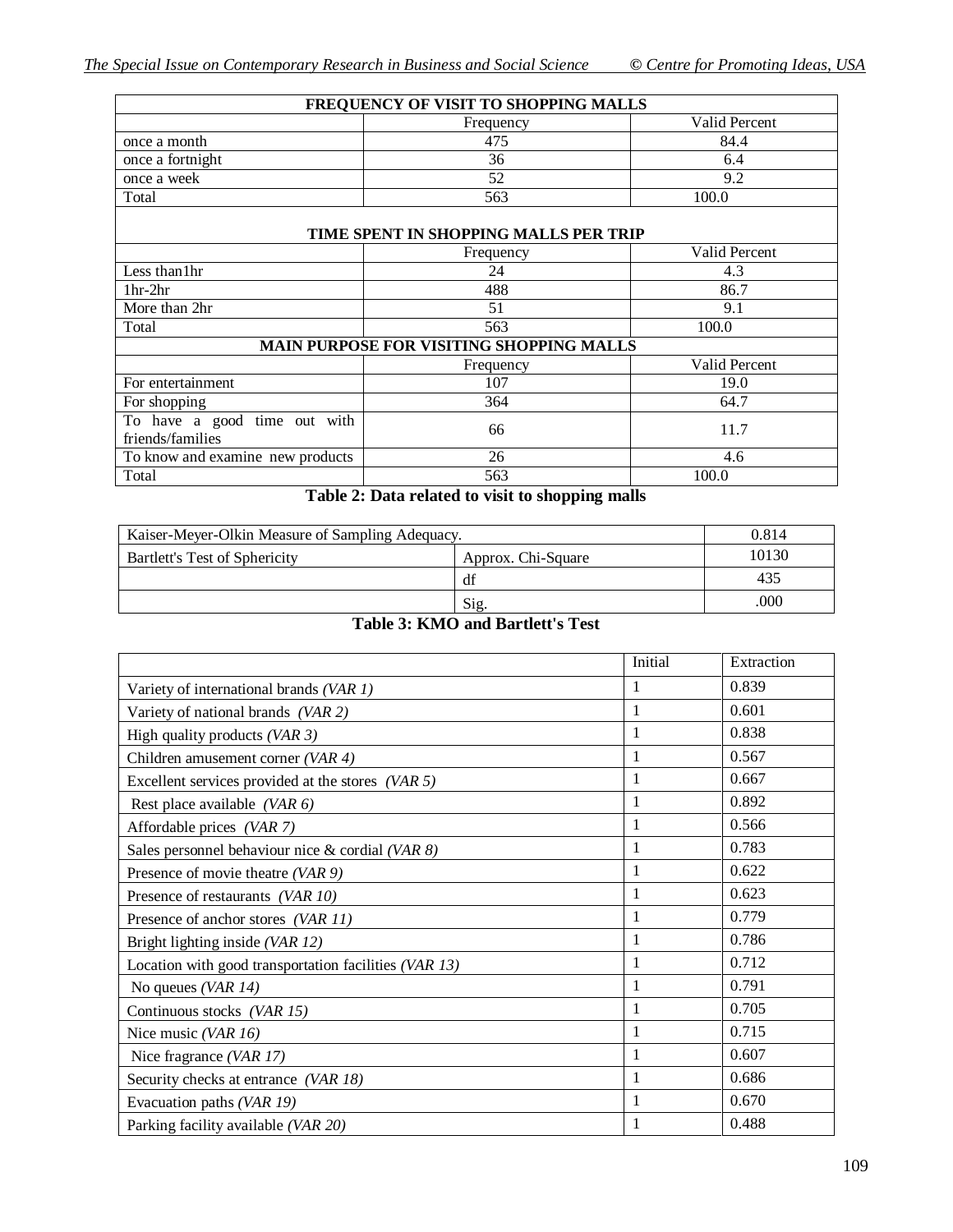| FREQUENCY OF VISIT TO SHOPPING MALLS | | |
|---|---|---|
| | Frequency | Valid Percent |
| once a month | 475 | 84.4 |
| once a fortnight | 36 | 6.4 |
| once a week | 52 | 9.2 |
| Total | 563 | 100.0 |
| **TIME SPENT IN SHOPPING MALLS PER TRIP** | | |
| | Frequency | Valid Percent |
| Less than1hr | 24 | 4.3 |
| 1hr-2hr | 488 | 86.7 |
| More than 2hr | 51 | 9.1 |
| Total | 563 | 100.0 |
| **MAIN PURPOSE FOR VISITING SHOPPING MALLS** | | |
| | Frequency | Valid Percent |
| For entertainment | 107 | 19.0 |
| For shopping | 364 | 64.7 |
| To have a good time out with friends/families | 66 | 11.7 |
| To know and examine new products | 26 | 4.6 |
| Total | 563 | 100.0 |

**Table 2: Data related to visit to shopping malls**

| Kaiser-Meyer-Olkin Measure of Sampling Adequacy. | | 0.814 |
|---|---|---|
| Bartlett's Test of Sphericity | Approx. Chi-Square | 10130 |
| | df | 435 |
| | Sig. | .000 |

**Table 3: KMO and Bartlett's Test**

| | Initial | Extraction |
|---|---|---|
| Variety of international brands *(VAR 1)* | 1 | 0.839 |
| Variety of national brands *(VAR 2)* | 1 | 0.601 |
| High quality products *(VAR 3)* | 1 | 0.838 |
| Children amusement corner *(VAR 4)* | 1 | 0.567 |
| Excellent services provided at the stores *(VAR 5)* | 1 | 0.667 |
| Rest place available *(VAR 6)* | 1 | 0.892 |
| Affordable prices *(VAR 7)* | 1 | 0.566 |
| Sales personnel behaviour nice & cordial *(VAR 8)* | 1 | 0.783 |
| Presence of movie theatre *(VAR 9)* | 1 | 0.622 |
| Presence of restaurants *(VAR 10)* | 1 | 0.623 |
| Presence of anchor stores *(VAR 11)* | 1 | 0.779 |
| Bright lighting inside *(VAR 12)* | 1 | 0.786 |
| Location with good transportation facilities *(VAR 13)* | 1 | 0.712 |
| No queues *(VAR 14)* | 1 | 0.791 |
| Continuous stocks *(VAR 15)* | 1 | 0.705 |
| Nice music *(VAR 16)* | 1 | 0.715 |
| Nice fragrance *(VAR 17)* | 1 | 0.607 |
| Security checks at entrance *(VAR 18)* | 1 | 0.686 |
| Evacuation paths *(VAR 19)* | 1 | 0.670 |
| Parking facility available *(VAR 20)* | 1 | 0.488 |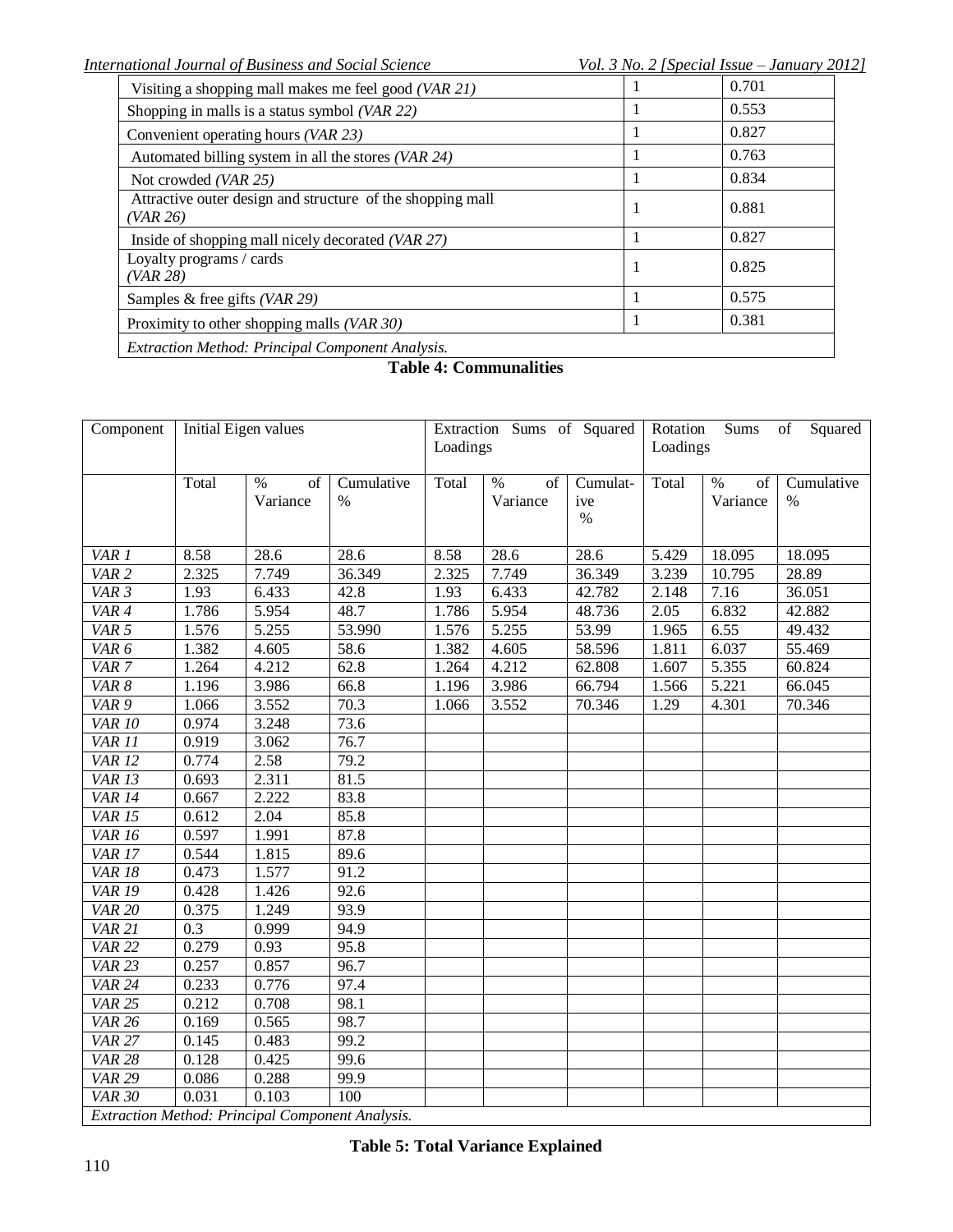| | | |
|---|---|---|
| Visiting a shopping mall makes me feel good *(VAR 21)* | 1 | 0.701 |
| Shopping in malls is a status symbol *(VAR 22)* | 1 | 0.553 |
| Convenient operating hours *(VAR 23)* | 1 | 0.827 |
| Automated billing system in all the stores *(VAR 24)* | 1 | 0.763 |
| Not crowded *(VAR 25)* | 1 | 0.834 |
| Attractive outer design and structure of the shopping mall *(VAR 26)* | 1 | 0.881 |
| Inside of shopping mall nicely decorated *(VAR 27)* | 1 | 0.827 |
| Loyalty programs / cards *(VAR 28)* | 1 | 0.825 |
| Samples & free gifts *(VAR 29)* | 1 | 0.575 |
| Proximity to other shopping malls *(VAR 30)* | 1 | 0.381 |
| *Extraction Method: Principal Component Analysis.* | | |

**Table 4: Communalities**

| Component | Initial Eigen values | | | Extraction Sums of Squared Loadings | | | Rotation Sums of Squared Loadings | | |
|---|---|---|---|---|---|---|---|---|---|
| | Total | % of Variance | Cumulative % | Total | % of Variance | Cumulative % | Total | % of Variance | Cumulative % |
| *VAR 1* | 8.58 | 28.6 | 28.6 | 8.58 | 28.6 | 28.6 | 5.429 | 18.095 | 18.095 |
| *VAR 2* | 2.325 | 7.749 | 36.349 | 2.325 | 7.749 | 36.349 | 3.239 | 10.795 | 28.89 |
| *VAR 3* | 1.93 | 6.433 | 42.8 | 1.93 | 6.433 | 42.782 | 2.148 | 7.16 | 36.051 |
| *VAR 4* | 1.786 | 5.954 | 48.7 | 1.786 | 5.954 | 48.736 | 2.05 | 6.832 | 42.882 |
| *VAR 5* | 1.576 | 5.255 | 53.990 | 1.576 | 5.255 | 53.99 | 1.965 | 6.55 | 49.432 |
| *VAR 6* | 1.382 | 4.605 | 58.6 | 1.382 | 4.605 | 58.596 | 1.811 | 6.037 | 55.469 |
| *VAR 7* | 1.264 | 4.212 | 62.8 | 1.264 | 4.212 | 62.808 | 1.607 | 5.355 | 60.824 |
| *VAR 8* | 1.196 | 3.986 | 66.8 | 1.196 | 3.986 | 66.794 | 1.566 | 5.221 | 66.045 |
| *VAR 9* | 1.066 | 3.552 | 70.3 | 1.066 | 3.552 | 70.346 | 1.29 | 4.301 | 70.346 |
| *VAR 10* | 0.974 | 3.248 | 73.6 | | | | | | |
| *VAR 11* | 0.919 | 3.062 | 76.7 | | | | | | |
| *VAR 12* | 0.774 | 2.58 | 79.2 | | | | | | |
| *VAR 13* | 0.693 | 2.311 | 81.5 | | | | | | |
| *VAR 14* | 0.667 | 2.222 | 83.8 | | | | | | |
| *VAR 15* | 0.612 | 2.04 | 85.8 | | | | | | |
| *VAR 16* | 0.597 | 1.991 | 87.8 | | | | | | |
| *VAR 17* | 0.544 | 1.815 | 89.6 | | | | | | |
| *VAR 18* | 0.473 | 1.577 | 91.2 | | | | | | |
| *VAR 19* | 0.428 | 1.426 | 92.6 | | | | | | |
| *VAR 20* | 0.375 | 1.249 | 93.9 | | | | | | |
| *VAR 21* | 0.3 | 0.999 | 94.9 | | | | | | |
| *VAR 22* | 0.279 | 0.93 | 95.8 | | | | | | |
| *VAR 23* | 0.257 | 0.857 | 96.7 | | | | | | |
| *VAR 24* | 0.233 | 0.776 | 97.4 | | | | | | |
| *VAR 25* | 0.212 | 0.708 | 98.1 | | | | | | |
| *VAR 26* | 0.169 | 0.565 | 98.7 | | | | | | |
| *VAR 27* | 0.145 | 0.483 | 99.2 | | | | | | |
| *VAR 28* | 0.128 | 0.425 | 99.6 | | | | | | |
| *VAR 29* | 0.086 | 0.288 | 99.9 | | | | | | |
| *VAR 30* | 0.031 | 0.103 | 100 | | | | | | |
| *Extraction Method: Principal Component Analysis.* | | | | | | | | | |

**Table 5: Total Variance Explained**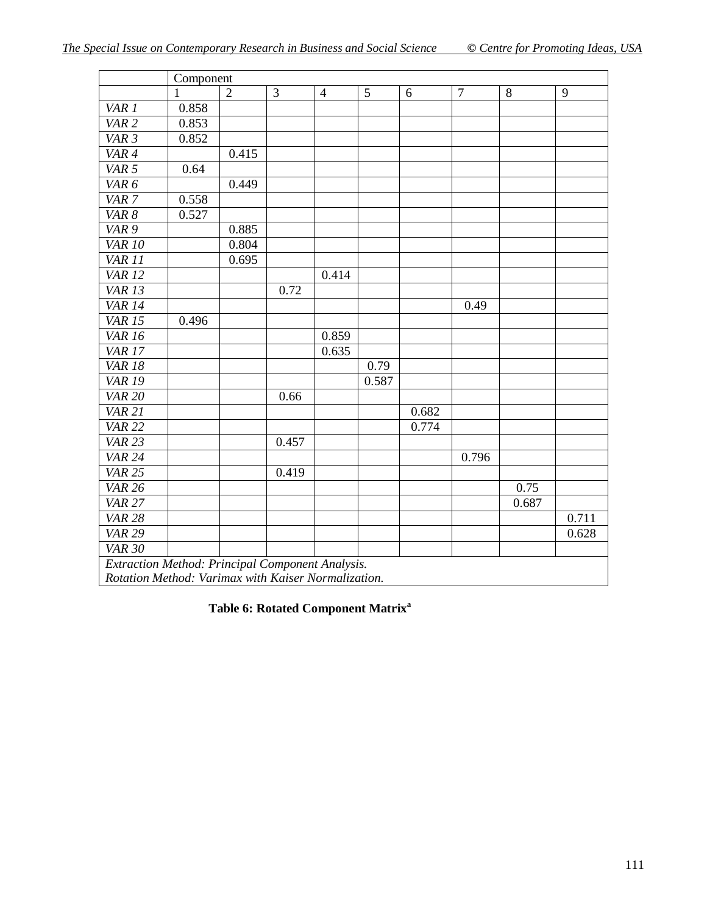| | Component | | | | | | | | |
|---|---|---|---|---|---|---|---|---|---|
| | 1 | 2 | 3 | 4 | 5 | 6 | 7 | 8 | 9 |
| *VAR 1* | 0.858 | | | | | | | | |
| *VAR 2* | 0.853 | | | | | | | | |
| *VAR 3* | 0.852 | | | | | | | | |
| *VAR 4* | | 0.415 | | | | | | | |
| *VAR 5* | 0.64 | | | | | | | | |
| *VAR 6* | | 0.449 | | | | | | | |
| *VAR 7* | 0.558 | | | | | | | | |
| *VAR 8* | 0.527 | | | | | | | | |
| *VAR 9* | | 0.885 | | | | | | | |
| *VAR 10* | | 0.804 | | | | | | | |
| *VAR 11* | | 0.695 | | | | | | | |
| *VAR 12* | | | | 0.414 | | | | | |
| *VAR 13* | | | 0.72 | | | | | | |
| *VAR 14* | | | | | | | 0.49 | | |
| *VAR 15* | 0.496 | | | | | | | | |
| *VAR 16* | | | | 0.859 | | | | | |
| *VAR 17* | | | | 0.635 | | | | | |
| *VAR 18* | | | | | 0.79 | | | | |
| *VAR 19* | | | | | 0.587 | | | | |
| *VAR 20* | | | 0.66 | | | | | | |
| *VAR 21* | | | | | | 0.682 | | | |
| *VAR 22* | | | | | | 0.774 | | | |
| *VAR 23* | | | 0.457 | | | | | | |
| *VAR 24* | | | | | | | 0.796 | | |
| *VAR 25* | | | 0.419 | | | | | | |
| *VAR 26* | | | | | | | | 0.75 | |
| *VAR 27* | | | | | | | | 0.687 | |
| *VAR 28* | | | | | | | | | 0.711 |
| *VAR 29* | | | | | | | | | 0.628 |
| *VAR 30* | | | | | | | | | |
| *Extraction Method: Principal Component Analysis. Rotation Method: Varimax with Kaiser Normalization.* | | | | | | | | | |

**Table 6: Rotated Component Matrix[a]**